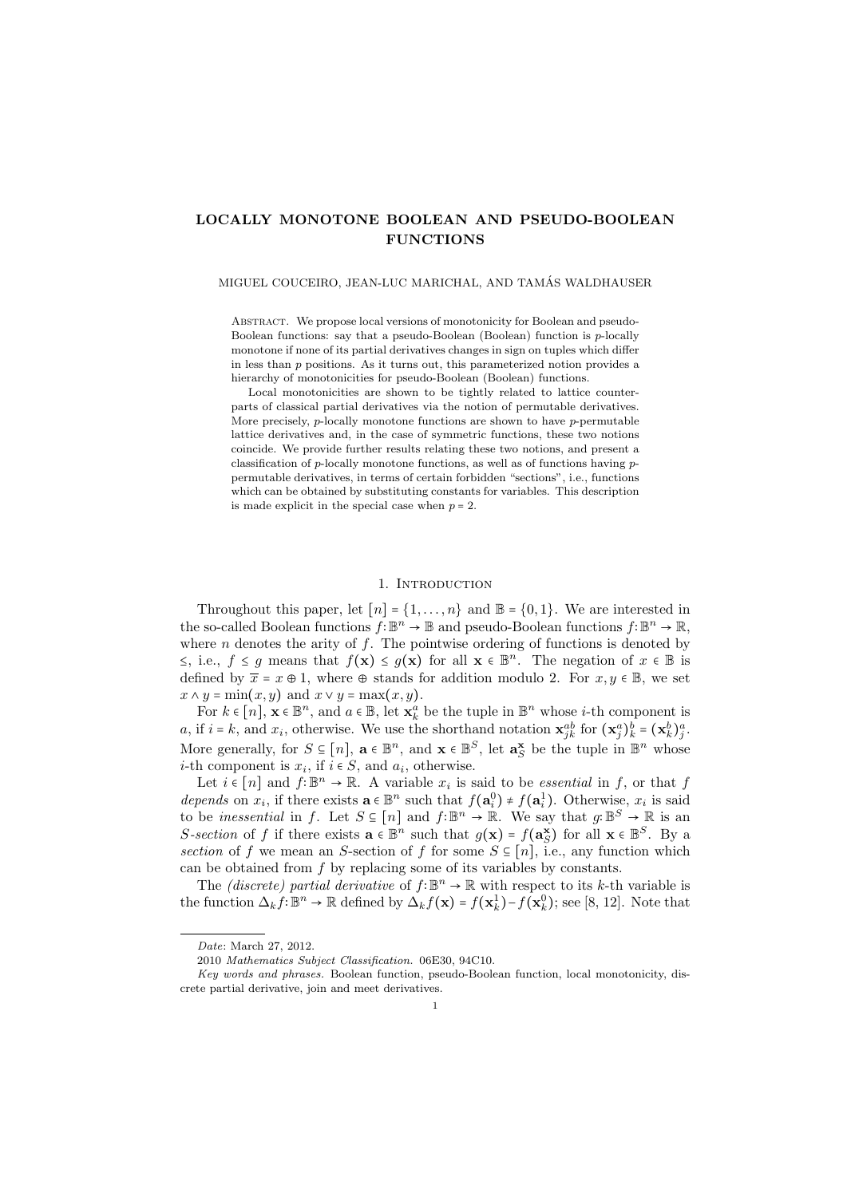# LOCALLY MONOTONE BOOLEAN AND PSEUDO-BOOLEAN FUNCTIONS

MIGUEL COUCEIRO, JEAN-LUC MARICHAL, AND TAMÁS WALDHAUSER

Abstract. We propose local versions of monotonicity for Boolean and pseudo-Boolean functions: say that a pseudo-Boolean (Boolean) function is $p$-locally monotone if none of its partial derivatives changes in sign on tuples which differ in less than $p$ positions. As it turns out, this parameterized notion provides a hierarchy of monotonicities for pseudo-Boolean (Boolean) functions.

Local monotonicities are shown to be tightly related to lattice counterparts of classical partial derivatives via the notion of permutable derivatives. More precisely, $p$-locally monotone functions are shown to have $p$-permutable lattice derivatives and, in the case of symmetric functions, these two notions coincide. We provide further results relating these two notions, and present a classification of $p$-locally monotone functions, as well as of functions having $p$-permutable derivatives, in terms of certain forbidden "sections", i.e., functions which can be obtained by substituting constants for variables. This description is made explicit in the special case when $p = 2$.

## 1. Introduction

Throughout this paper, let $[n] = \{1,\dots,n\}$ and $\mathbb{B} = \{0,1\}$. We are interested in the so-called Boolean functions $f\colon\mathbb{B}^n \to \mathbb{B}$ and pseudo-Boolean functions $f\colon\mathbb{B}^n \to \mathbb{R}$, where $n$ denotes the arity of $f$. The pointwise ordering of functions is denoted by $\leq$, i.e., $f \leq g$ means that $f(\mathbf{x}) \leq g(\mathbf{x})$ for all $\mathbf{x} \in \mathbb{B}^n$. The negation of $x \in \mathbb{B}$ is defined by $\overline{x} = x \oplus 1$, where $\oplus$ stands for addition modulo 2. For $x, y \in \mathbb{B}$, we set $x \wedge y = \min(x,y)$ and $x \vee y = \max(x,y)$.

For $k \in [n]$, $\mathbf{x} \in \mathbb{B}^n$, and $a \in \mathbb{B}$, let $\mathbf{x}_k^a$ be the tuple in $\mathbb{B}^n$ whose $i$-th component is $a$, if $i = k$, and $x_i$, otherwise. We use the shorthand notation $\mathbf{x}_{jk}^{ab}$ for $(\mathbf{x}_j^a)_k^b = (\mathbf{x}_k^b)_j^a$. More generally, for $S \subseteq [n]$, $\mathbf{a} \in \mathbb{B}^n$, and $\mathbf{x} \in \mathbb{B}^S$, let $\mathbf{a}_S^{\mathbf{x}}$ be the tuple in $\mathbb{B}^n$ whose $i$-th component is $x_i$, if $i \in S$, and $a_i$, otherwise.

Let $i \in [n]$ and $f\colon\mathbb{B}^n \to \mathbb{R}$. A variable $x_i$ is said to be *essential* in $f$, or that $f$ *depends* on $x_i$, if there exists $\mathbf{a} \in \mathbb{B}^n$ such that $f(\mathbf{a}_i^0) \neq f(\mathbf{a}_i^1)$. Otherwise, $x_i$ is said to be *inessential* in $f$. Let $S \subseteq [n]$ and $f\colon\mathbb{B}^n \to \mathbb{R}$. We say that $g\colon\mathbb{B}^S \to \mathbb{R}$ is an *$S$-section* of $f$ if there exists $\mathbf{a} \in \mathbb{B}^n$ such that $g(\mathbf{x}) = f(\mathbf{a}_S^{\mathbf{x}})$ for all $\mathbf{x} \in \mathbb{B}^S$. By a *section* of $f$ we mean an $S$-section of $f$ for some $S \subseteq [n]$, i.e., any function which can be obtained from $f$ by replacing some of its variables by constants.

The *(discrete) partial derivative* of $f\colon\mathbb{B}^n \to \mathbb{R}$ with respect to its $k$-th variable is the function $\Delta_k f\colon\mathbb{B}^n \to \mathbb{R}$ defined by $\Delta_k f(\mathbf{x}) = f(\mathbf{x}_k^1) - f(\mathbf{x}_k^0)$; see [8, 12]. Note that

---

*Date*: March 27, 2012.

2010 *Mathematics Subject Classification.* 06E30, 94C10.

*Key words and phrases.* Boolean function, pseudo-Boolean function, local monotonicity, discrete partial derivative, join and meet derivatives.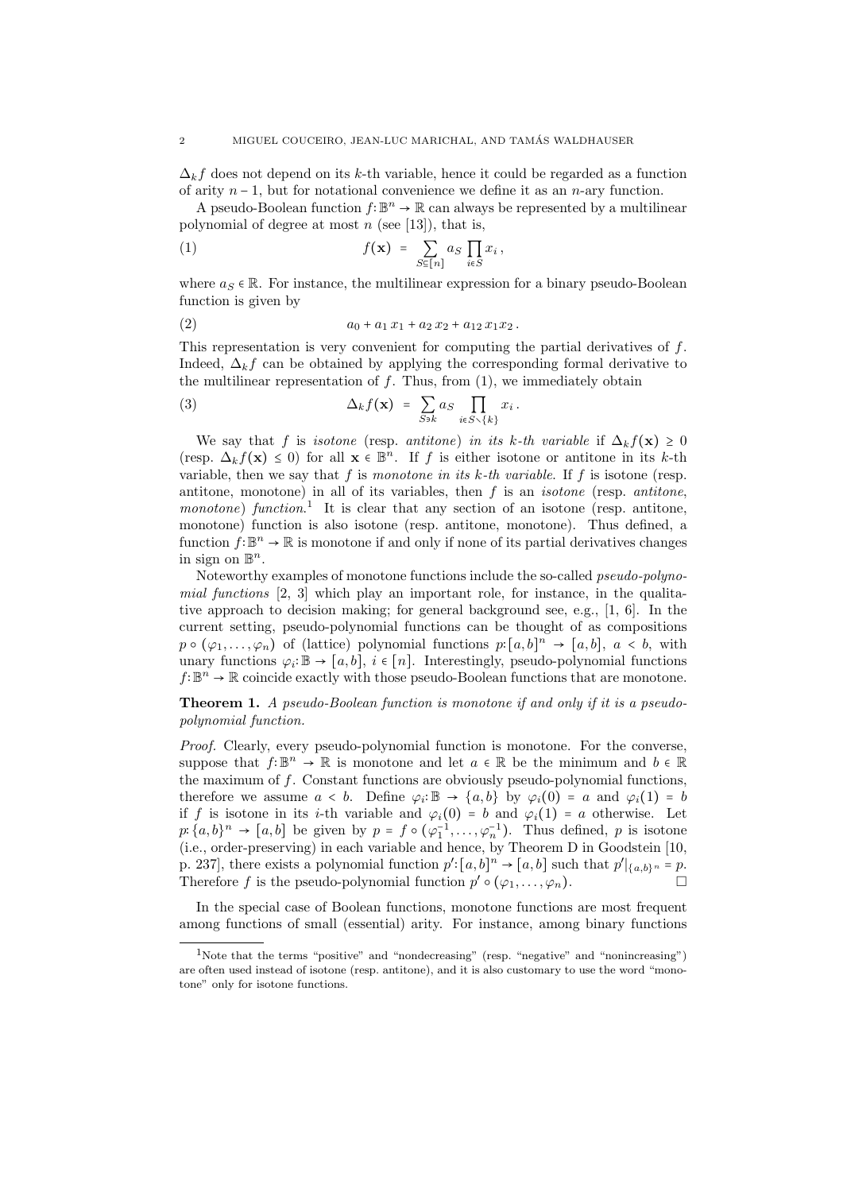$\Delta_k f$ does not depend on its $k$-th variable, hence it could be regarded as a function of arity $n-1$, but for notational convenience we define it as an $n$-ary function.

A pseudo-Boolean function $f\colon \mathbb{B}^n \to \mathbb{R}$ can always be represented by a multilinear polynomial of degree at most $n$ (see [13]), that is,

$$f(\mathbf{x}) = \sum_{S \subseteq [n]} a_S \prod_{i \in S} x_i\,, \tag{1}$$

where $a_S \in \mathbb{R}$. For instance, the multilinear expression for a binary pseudo-Boolean function is given by

$$a_0 + a_1\, x_1 + a_2\, x_2 + a_{12}\, x_1 x_2\,. \tag{2}$$

This representation is very convenient for computing the partial derivatives of $f$. Indeed, $\Delta_k f$ can be obtained by applying the corresponding formal derivative to the multilinear representation of $f$. Thus, from (1), we immediately obtain

$$\Delta_k f(\mathbf{x}) = \sum_{S \ni k} a_S \prod_{i \in S \smallsetminus \{k\}} x_i\,. \tag{3}$$

We say that $f$ is *isotone* (resp. *antitone*) *in its $k$-th variable* if $\Delta_k f(\mathbf{x}) \geq 0$ (resp. $\Delta_k f(\mathbf{x}) \leq 0$) for all $\mathbf{x} \in \mathbb{B}^n$. If $f$ is either isotone or antitone in its $k$-th variable, then we say that $f$ is *monotone in its $k$-th variable*. If $f$ is isotone (resp. antitone, monotone) in all of its variables, then $f$ is an *isotone* (resp. *antitone*, *monotone*) *function*.[1] It is clear that any section of an isotone (resp. antitone, monotone) function is also isotone (resp. antitone, monotone). Thus defined, a function $f\colon \mathbb{B}^n \to \mathbb{R}$ is monotone if and only if none of its partial derivatives changes in sign on $\mathbb{B}^n$.

Noteworthy examples of monotone functions include the so-called *pseudo-polynomial functions* [2, 3] which play an important role, for instance, in the qualitative approach to decision making; for general background see, e.g., [1, 6]. In the current setting, pseudo-polynomial functions can be thought of as compositions $p \circ (\varphi_1, \ldots, \varphi_n)$ of (lattice) polynomial functions $p\colon [a,b]^n \to [a,b]$, $a < b$, with unary functions $\varphi_i\colon \mathbb{B} \to [a,b]$, $i \in [n]$. Interestingly, pseudo-polynomial functions $f\colon \mathbb{B}^n \to \mathbb{R}$ coincide exactly with those pseudo-Boolean functions that are monotone.

**Theorem 1.** *A pseudo-Boolean function is monotone if and only if it is a pseudo-polynomial function.*

*Proof.* Clearly, every pseudo-polynomial function is monotone. For the converse, suppose that $f\colon \mathbb{B}^n \to \mathbb{R}$ is monotone and let $a \in \mathbb{R}$ be the minimum and $b \in \mathbb{R}$ the maximum of $f$. Constant functions are obviously pseudo-polynomial functions, therefore we assume $a < b$. Define $\varphi_i\colon \mathbb{B} \to \{a,b\}$ by $\varphi_i(0) = a$ and $\varphi_i(1) = b$ if $f$ is isotone in its $i$-th variable and $\varphi_i(0) = b$ and $\varphi_i(1) = a$ otherwise. Let $p\colon \{a,b\}^n \to [a,b]$ be given by $p = f \circ (\varphi_1^{-1}, \ldots, \varphi_n^{-1})$. Thus defined, $p$ is isotone (i.e., order-preserving) in each variable and hence, by Theorem D in Goodstein [10, p. 237], there exists a polynomial function $p'\colon [a,b]^n \to [a,b]$ such that $p'|_{\{a,b\}^n} = p$. Therefore $f$ is the pseudo-polynomial function $p' \circ (\varphi_1, \ldots, \varphi_n)$. $\square$

In the special case of Boolean functions, monotone functions are most frequent among functions of small (essential) arity. For instance, among binary functions

---

[1] Note that the terms "positive" and "nondecreasing" (resp. "negative" and "nonincreasing") are often used instead of isotone (resp. antitone), and it is also customary to use the word "monotone" only for isotone functions.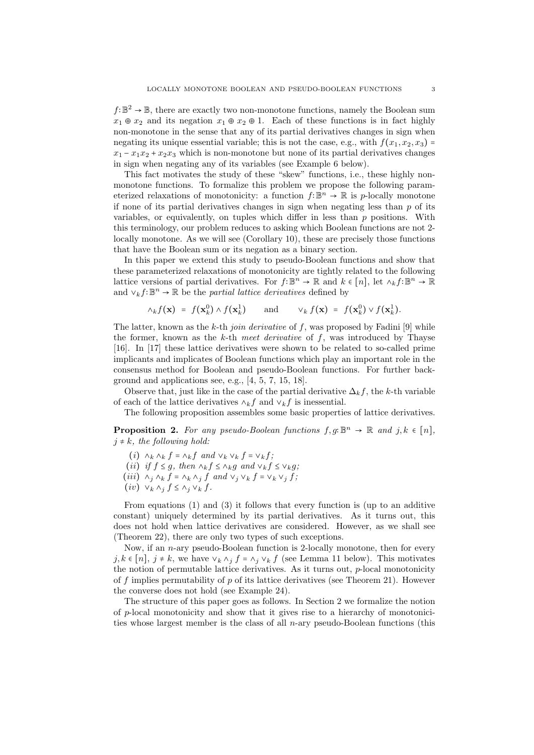$f:\mathbb{B}^2 \to \mathbb{B}$, there are exactly two non-monotone functions, namely the Boolean sum $x_1 \oplus x_2$ and its negation $x_1 \oplus x_2 \oplus 1$. Each of these functions is in fact highly non-monotone in the sense that any of its partial derivatives changes in sign when negating its unique essential variable; this is not the case, e.g., with $f(x_1, x_2, x_3) = x_1 - x_1x_2 + x_2x_3$ which is non-monotone but none of its partial derivatives changes in sign when negating any of its variables (see Example 6 below).

This fact motivates the study of these "skew" functions, i.e., these highly non-monotone functions. To formalize this problem we propose the following parameterized relaxations of monotonicity: a function $f:\mathbb{B}^n \to \mathbb{R}$ is $p$-locally monotone if none of its partial derivatives changes in sign when negating less than $p$ of its variables, or equivalently, on tuples which differ in less than $p$ positions. With this terminology, our problem reduces to asking which Boolean functions are not 2-locally monotone. As we will see (Corollary 10), these are precisely those functions that have the Boolean sum or its negation as a binary section.

In this paper we extend this study to pseudo-Boolean functions and show that these parameterized relaxations of monotonicity are tightly related to the following lattice versions of partial derivatives. For $f:\mathbb{B}^n \to \mathbb{R}$ and $k \in [n]$, let $\wedge_k f:\mathbb{B}^n \to \mathbb{R}$ and $\vee_k f:\mathbb{B}^n \to \mathbb{R}$ be the *partial lattice derivatives* defined by

$$\wedge_k f(\mathbf{x}) \;=\; f(\mathbf{x}_k^0) \wedge f(\mathbf{x}_k^1) \qquad \text{and} \qquad \vee_k f(\mathbf{x}) \;=\; f(\mathbf{x}_k^0) \vee f(\mathbf{x}_k^1).$$

The latter, known as the $k$-th *join derivative* of $f$, was proposed by Fadini [9] while the former, known as the $k$-th *meet derivative* of $f$, was introduced by Thayse [16]. In [17] these lattice derivatives were shown to be related to so-called prime implicants and implicates of Boolean functions which play an important role in the consensus method for Boolean and pseudo-Boolean functions. For further background and applications see, e.g., [4, 5, 7, 15, 18].

Observe that, just like in the case of the partial derivative $\Delta_k f$, the $k$-th variable of each of the lattice derivatives $\wedge_k f$ and $\vee_k f$ is inessential.

The following proposition assembles some basic properties of lattice derivatives.

**Proposition 2.** *For any pseudo-Boolean functions $f, g:\mathbb{B}^n \to \mathbb{R}$ and $j, k \in [n]$, $j \neq k$, the following hold:*

(*i*) $\wedge_k \wedge_k f = \wedge_k f$ *and* $\vee_k \vee_k f = \vee_k f$;
(*ii*) *if* $f \leq g$, *then* $\wedge_k f \leq \wedge_k g$ *and* $\vee_k f \leq \vee_k g$;
(*iii*) $\wedge_j \wedge_k f = \wedge_k \wedge_j f$ *and* $\vee_j \vee_k f = \vee_k \vee_j f$;
(*iv*) $\vee_k \wedge_j f \leq \wedge_j \vee_k f$.

From equations (1) and (3) it follows that every function is (up to an additive constant) uniquely determined by its partial derivatives. As it turns out, this does not hold when lattice derivatives are considered. However, as we shall see (Theorem 22), there are only two types of such exceptions.

Now, if an $n$-ary pseudo-Boolean function is 2-locally monotone, then for every $j, k \in [n]$, $j \neq k$, we have $\vee_k \wedge_j f = \wedge_j \vee_k f$ (see Lemma 11 below). This motivates the notion of permutable lattice derivatives. As it turns out, $p$-local monotonicity of $f$ implies permutability of $p$ of its lattice derivatives (see Theorem 21). However the converse does not hold (see Example 24).

The structure of this paper goes as follows. In Section 2 we formalize the notion of $p$-local monotonicity and show that it gives rise to a hierarchy of monotonicities whose largest member is the class of all $n$-ary pseudo-Boolean functions (this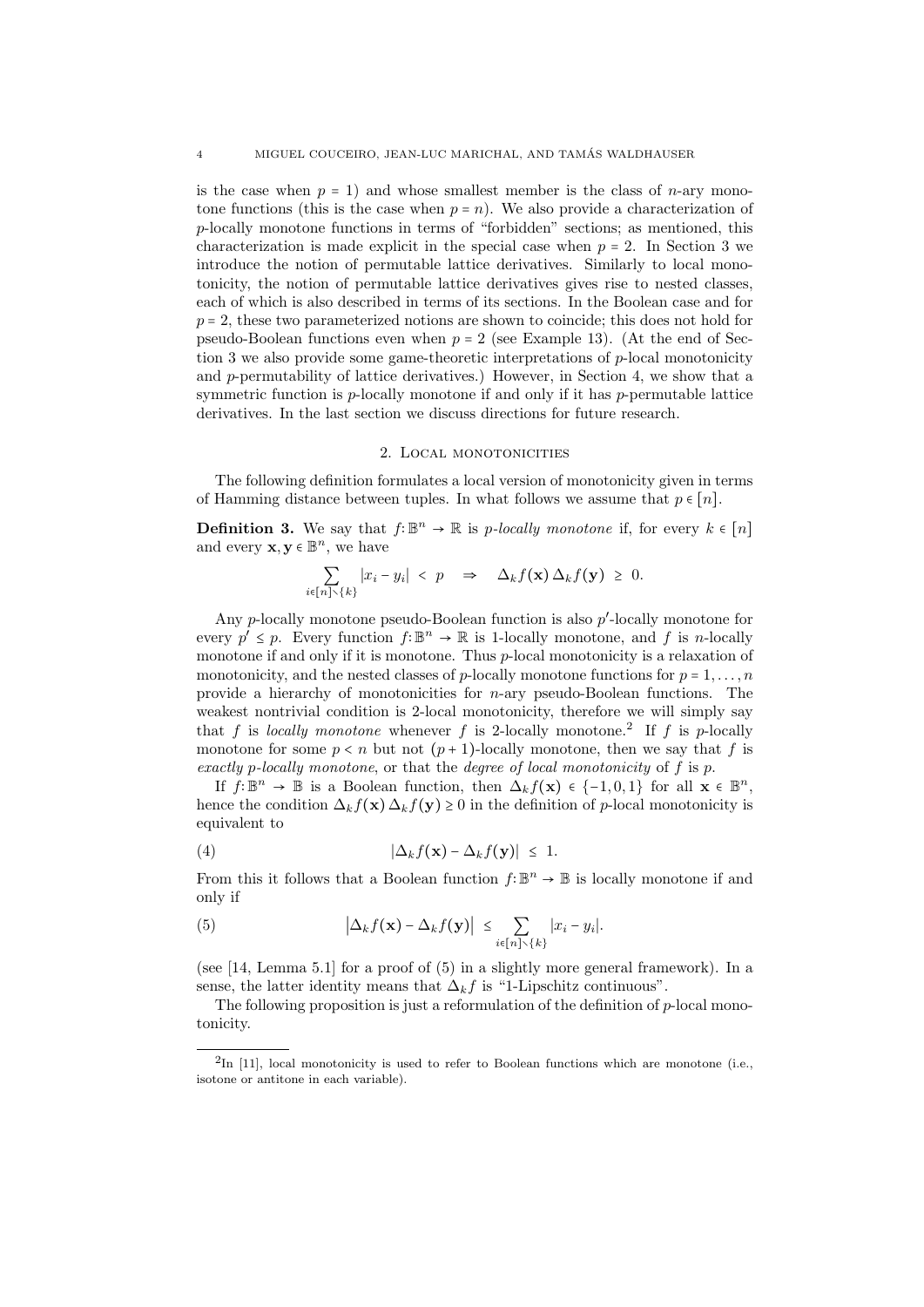is the case when $p = 1$) and whose smallest member is the class of $n$-ary monotone functions (this is the case when $p = n$). We also provide a characterization of $p$-locally monotone functions in terms of "forbidden" sections; as mentioned, this characterization is made explicit in the special case when $p = 2$. In Section 3 we introduce the notion of permutable lattice derivatives. Similarly to local monotonicity, the notion of permutable lattice derivatives gives rise to nested classes, each of which is also described in terms of its sections. In the Boolean case and for $p = 2$, these two parameterized notions are shown to coincide; this does not hold for pseudo-Boolean functions even when $p = 2$ (see Example 13). (At the end of Section 3 we also provide some game-theoretic interpretations of $p$-local monotonicity and $p$-permutability of lattice derivatives.) However, in Section 4, we show that a symmetric function is $p$-locally monotone if and only if it has $p$-permutable lattice derivatives. In the last section we discuss directions for future research.

## 2. Local monotonicities

The following definition formulates a local version of monotonicity given in terms of Hamming distance between tuples. In what follows we assume that $p \in [n]$.

**Definition 3.** We say that $f\colon \mathbb{B}^n \to \mathbb{R}$ is *$p$-locally monotone* if, for every $k \in [n]$ and every $\mathbf{x}, \mathbf{y} \in \mathbb{B}^n$, we have

$$\sum_{i \in [n] \smallsetminus \{k\}} |x_i - y_i| < p \quad \Rightarrow \quad \Delta_k f(\mathbf{x})\, \Delta_k f(\mathbf{y}) \geq 0.$$

Any $p$-locally monotone pseudo-Boolean function is also $p'$-locally monotone for every $p' \leq p$. Every function $f\colon \mathbb{B}^n \to \mathbb{R}$ is 1-locally monotone, and $f$ is $n$-locally monotone if and only if it is monotone. Thus $p$-local monotonicity is a relaxation of monotonicity, and the nested classes of $p$-locally monotone functions for $p = 1, \ldots, n$ provide a hierarchy of monotonicities for $n$-ary pseudo-Boolean functions. The weakest nontrivial condition is 2-local monotonicity, therefore we will simply say that $f$ is *locally monotone* whenever $f$ is 2-locally monotone.[2] If $f$ is $p$-locally monotone for some $p < n$ but not $(p+1)$-locally monotone, then we say that $f$ is *exactly $p$-locally monotone*, or that the *degree of local monotonicity* of $f$ is $p$.

If $f\colon \mathbb{B}^n \to \mathbb{B}$ is a Boolean function, then $\Delta_k f(\mathbf{x}) \in \{-1, 0, 1\}$ for all $\mathbf{x} \in \mathbb{B}^n$, hence the condition $\Delta_k f(\mathbf{x})\, \Delta_k f(\mathbf{y}) \geq 0$ in the definition of $p$-local monotonicity is equivalent to

$$|\Delta_k f(\mathbf{x}) - \Delta_k f(\mathbf{y})| \leq 1. \tag{4}$$

From this it follows that a Boolean function $f\colon \mathbb{B}^n \to \mathbb{B}$ is locally monotone if and only if

$$\big|\Delta_k f(\mathbf{x}) - \Delta_k f(\mathbf{y})\big| \leq \sum_{i \in [n] \smallsetminus \{k\}} |x_i - y_i|. \tag{5}$$

(see [14, Lemma 5.1] for a proof of (5) in a slightly more general framework). In a sense, the latter identity means that $\Delta_k f$ is "1-Lipschitz continuous".

The following proposition is just a reformulation of the definition of $p$-local monotonicity.

---

[2] In [11], local monotonicity is used to refer to Boolean functions which are monotone (i.e., isotone or antitone in each variable).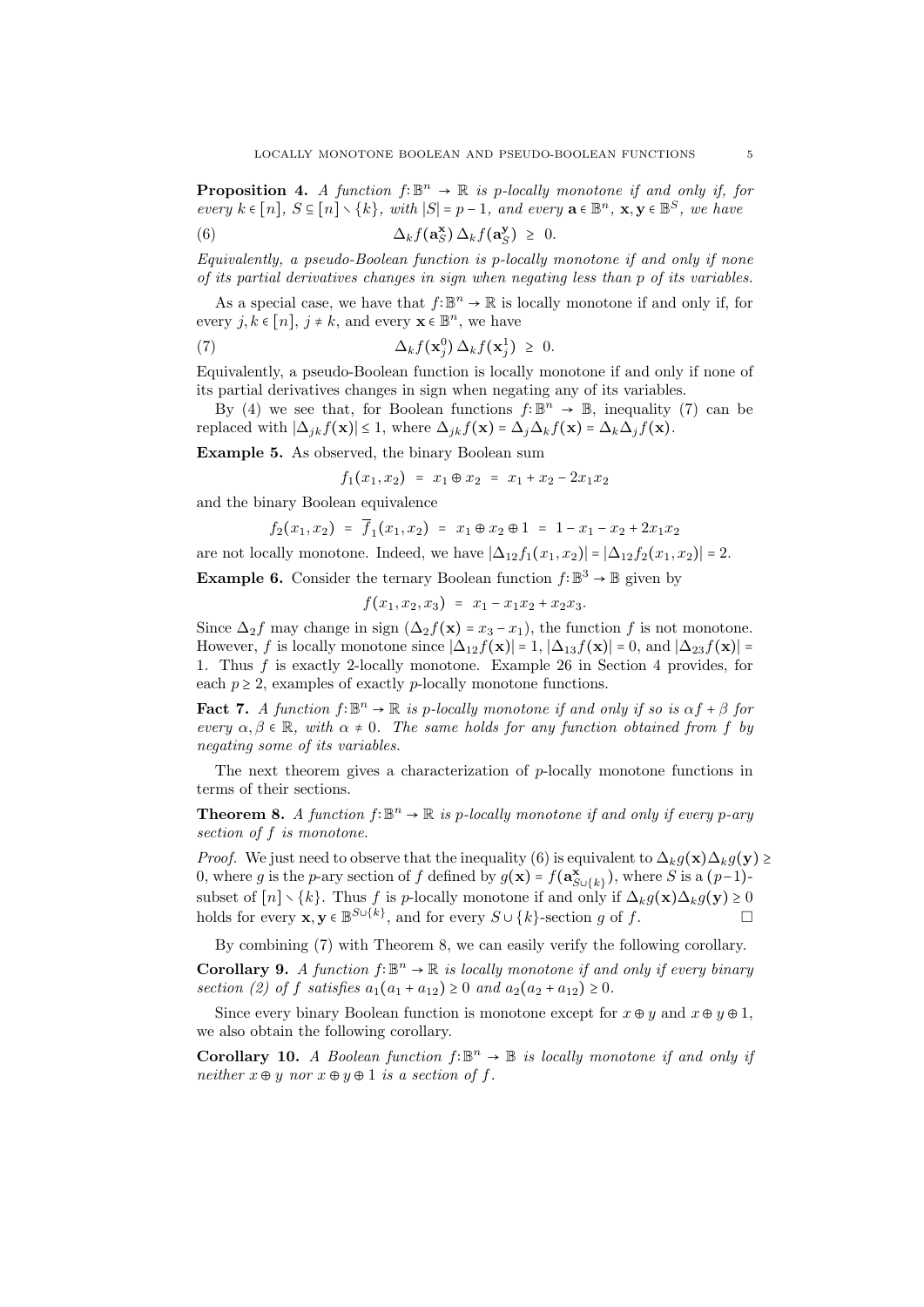**Proposition 4.** *A function $f\colon \mathbb{B}^n \to \mathbb{R}$ is p-locally monotone if and only if, for every $k \in [n]$, $S \subseteq [n] \setminus \{k\}$, with $|S| = p-1$, and every $\mathbf{a} \in \mathbb{B}^n$, $\mathbf{x}, \mathbf{y} \in \mathbb{B}^S$, we have*

$$\Delta_k f(\mathbf{a}_S^{\mathbf{x}})\, \Delta_k f(\mathbf{a}_S^{\mathbf{y}}) \;\geq\; 0. \tag{6}$$

*Equivalently, a pseudo-Boolean function is p-locally monotone if and only if none of its partial derivatives changes in sign when negating less than p of its variables.*

As a special case, we have that $f\colon \mathbb{B}^n \to \mathbb{R}$ is locally monotone if and only if, for every $j, k \in [n]$, $j \neq k$, and every $\mathbf{x} \in \mathbb{B}^n$, we have

$$\Delta_k f(\mathbf{x}_j^0)\, \Delta_k f(\mathbf{x}_j^1) \;\geq\; 0. \tag{7}$$

Equivalently, a pseudo-Boolean function is locally monotone if and only if none of its partial derivatives changes in sign when negating any of its variables.

By (4) we see that, for Boolean functions $f\colon \mathbb{B}^n \to \mathbb{B}$, inequality (7) can be replaced with $|\Delta_{jk} f(\mathbf{x})| \leq 1$, where $\Delta_{jk} f(\mathbf{x}) = \Delta_j \Delta_k f(\mathbf{x}) = \Delta_k \Delta_j f(\mathbf{x})$.

**Example 5.** As observed, the binary Boolean sum

$$f_1(x_1, x_2) \;=\; x_1 \oplus x_2 \;=\; x_1 + x_2 - 2x_1x_2$$

and the binary Boolean equivalence

$$f_2(x_1, x_2) \;=\; \overline{f}_1(x_1, x_2) \;=\; x_1 \oplus x_2 \oplus 1 \;=\; 1 - x_1 - x_2 + 2x_1x_2$$

are not locally monotone. Indeed, we have $|\Delta_{12} f_1(x_1, x_2)| = |\Delta_{12} f_2(x_1, x_2)| = 2$.

**Example 6.** Consider the ternary Boolean function $f\colon \mathbb{B}^3 \to \mathbb{B}$ given by

$$f(x_1, x_2, x_3) \;=\; x_1 - x_1x_2 + x_2x_3.$$

Since $\Delta_2 f$ may change in sign ($\Delta_2 f(\mathbf{x}) = x_3 - x_1$), the function $f$ is not monotone. However, $f$ is locally monotone since $|\Delta_{12} f(\mathbf{x})| = 1$, $|\Delta_{13} f(\mathbf{x})| = 0$, and $|\Delta_{23} f(\mathbf{x})| = 1$. Thus $f$ is exactly 2-locally monotone. Example 26 in Section 4 provides, for each $p \geq 2$, examples of exactly $p$-locally monotone functions.

**Fact 7.** *A function $f\colon \mathbb{B}^n \to \mathbb{R}$ is p-locally monotone if and only if so is $\alpha f + \beta$ for every $\alpha, \beta \in \mathbb{R}$, with $\alpha \neq 0$. The same holds for any function obtained from $f$ by negating some of its variables.*

The next theorem gives a characterization of $p$-locally monotone functions in terms of their sections.

**Theorem 8.** *A function $f\colon \mathbb{B}^n \to \mathbb{R}$ is p-locally monotone if and only if every p-ary section of $f$ is monotone.*

*Proof.* We just need to observe that the inequality (6) is equivalent to $\Delta_k g(\mathbf{x}) \Delta_k g(\mathbf{y}) \geq 0$, where $g$ is the $p$-ary section of $f$ defined by $g(\mathbf{x}) = f(\mathbf{a}_{S \cup \{k\}}^{\mathbf{x}})$, where $S$ is a $(p-1)$-subset of $[n] \setminus \{k\}$. Thus $f$ is $p$-locally monotone if and only if $\Delta_k g(\mathbf{x}) \Delta_k g(\mathbf{y}) \geq 0$ holds for every $\mathbf{x}, \mathbf{y} \in \mathbb{B}^{S \cup \{k\}}$, and for every $S \cup \{k\}$-section $g$ of $f$. □

By combining (7) with Theorem 8, we can easily verify the following corollary.

**Corollary 9.** *A function $f\colon \mathbb{B}^n \to \mathbb{R}$ is locally monotone if and only if every binary section (2) of $f$ satisfies $a_1(a_1 + a_{12}) \geq 0$ and $a_2(a_2 + a_{12}) \geq 0$.*

Since every binary Boolean function is monotone except for $x \oplus y$ and $x \oplus y \oplus 1$, we also obtain the following corollary.

**Corollary 10.** *A Boolean function $f\colon \mathbb{B}^n \to \mathbb{B}$ is locally monotone if and only if neither $x \oplus y$ nor $x \oplus y \oplus 1$ is a section of $f$.*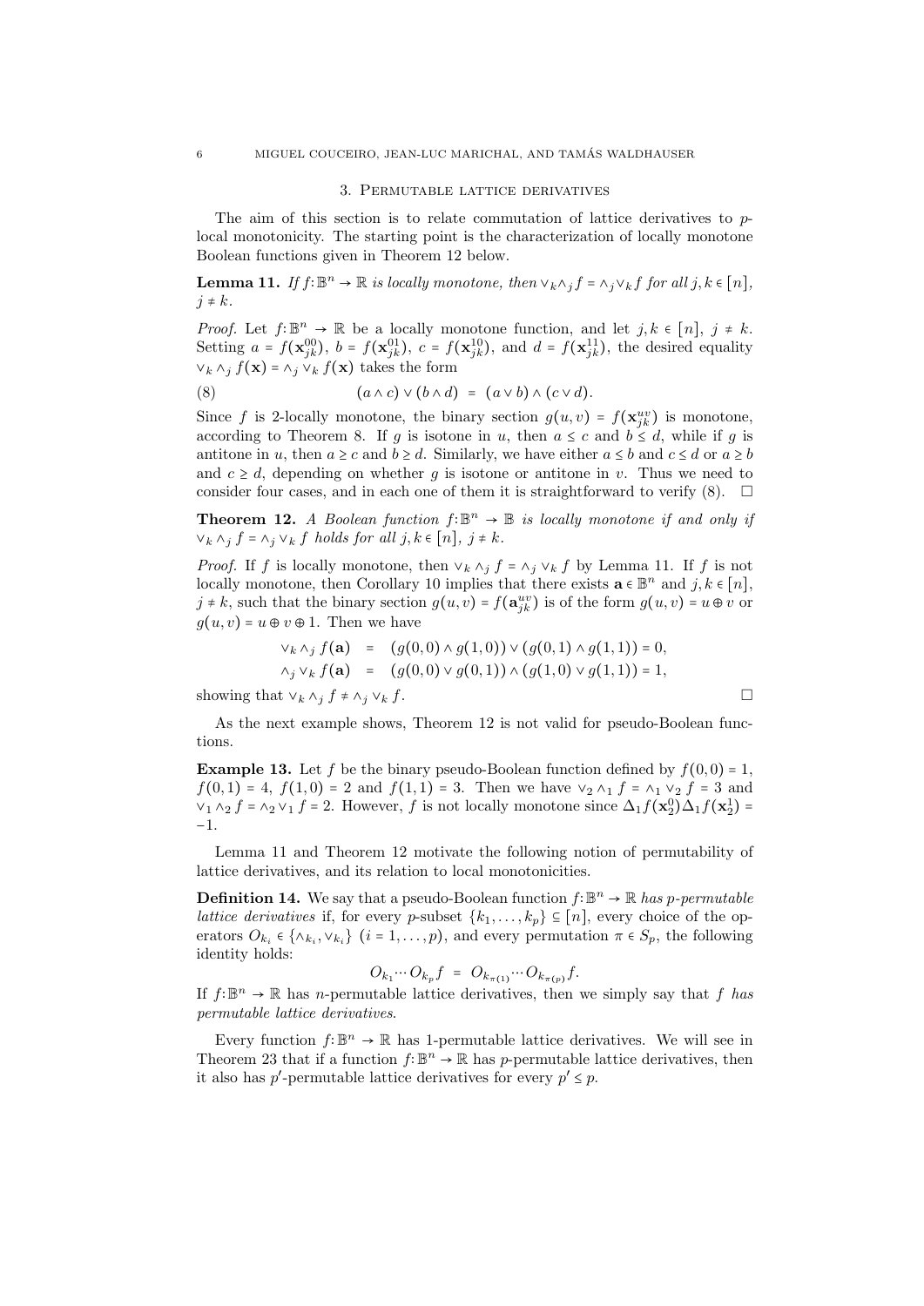## 3. Permutable lattice derivatives

The aim of this section is to relate commutation of lattice derivatives to $p$-local monotonicity. The starting point is the characterization of locally monotone Boolean functions given in Theorem 12 below.

**Lemma 11.** *If $f\colon \mathbb{B}^n \to \mathbb{R}$ is locally monotone, then $\vee_k \wedge_j f = \wedge_j \vee_k f$ for all $j,k \in [n]$, $j \neq k$.*

*Proof.* Let $f\colon \mathbb{B}^n \to \mathbb{R}$ be a locally monotone function, and let $j,k \in [n]$, $j \neq k$. Setting $a = f(\mathbf{x}_{jk}^{00})$, $b = f(\mathbf{x}_{jk}^{01})$, $c = f(\mathbf{x}_{jk}^{10})$, and $d = f(\mathbf{x}_{jk}^{11})$, the desired equality $\vee_k \wedge_j f(\mathbf{x}) = \wedge_j \vee_k f(\mathbf{x})$ takes the form

$$(a \wedge c) \vee (b \wedge d) \;=\; (a \vee b) \wedge (c \vee d). \tag{8}$$

Since $f$ is 2-locally monotone, the binary section $g(u,v) = f(\mathbf{x}_{jk}^{uv})$ is monotone, according to Theorem 8. If $g$ is isotone in $u$, then $a \leq c$ and $b \leq d$, while if $g$ is antitone in $u$, then $a \geq c$ and $b \geq d$. Similarly, we have either $a \leq b$ and $c \leq d$ or $a \geq b$ and $c \geq d$, depending on whether $g$ is isotone or antitone in $v$. Thus we need to consider four cases, and in each one of them it is straightforward to verify (8). $\square$

**Theorem 12.** *A Boolean function $f\colon \mathbb{B}^n \to \mathbb{B}$ is locally monotone if and only if $\vee_k \wedge_j f = \wedge_j \vee_k f$ holds for all $j,k \in [n]$, $j \neq k$.*

*Proof.* If $f$ is locally monotone, then $\vee_k \wedge_j f = \wedge_j \vee_k f$ by Lemma 11. If $f$ is not locally monotone, then Corollary 10 implies that there exists $\mathbf{a} \in \mathbb{B}^n$ and $j,k \in [n]$, $j \neq k$, such that the binary section $g(u,v) = f(\mathbf{a}_{jk}^{uv})$ is of the form $g(u,v) = u \oplus v$ or $g(u,v) = u \oplus v \oplus 1$. Then we have

$$\begin{aligned}
\vee_k \wedge_j f(\mathbf{a}) &= (g(0,0) \wedge g(1,0)) \vee (g(0,1) \wedge g(1,1)) = 0,\\
\wedge_j \vee_k f(\mathbf{a}) &= (g(0,0) \vee g(0,1)) \wedge (g(1,0) \vee g(1,1)) = 1,
\end{aligned}$$

showing that $\vee_k \wedge_j f \neq \wedge_j \vee_k f$. $\square$

As the next example shows, Theorem 12 is not valid for pseudo-Boolean functions.

**Example 13.** Let $f$ be the binary pseudo-Boolean function defined by $f(0,0) = 1$, $f(0,1) = 4$, $f(1,0) = 2$ and $f(1,1) = 3$. Then we have $\vee_2 \wedge_1 f = \wedge_1 \vee_2 f = 3$ and $\vee_1 \wedge_2 f = \wedge_2 \vee_1 f = 2$. However, $f$ is not locally monotone since $\Delta_1 f(\mathbf{x}_2^0)\Delta_1 f(\mathbf{x}_2^1) = -1$.

Lemma 11 and Theorem 12 motivate the following notion of permutability of lattice derivatives, and its relation to local monotonicities.

**Definition 14.** We say that a pseudo-Boolean function $f\colon \mathbb{B}^n \to \mathbb{R}$ *has $p$-permutable lattice derivatives* if, for every $p$-subset $\{k_1,\ldots,k_p\} \subseteq [n]$, every choice of the operators $O_{k_i} \in \{\wedge_{k_i}, \vee_{k_i}\}$ $(i = 1,\ldots,p)$, and every permutation $\pi \in S_p$, the following identity holds:

$$O_{k_1} \cdots O_{k_p} f \;=\; O_{k_{\pi(1)}} \cdots O_{k_{\pi(p)}} f.$$

If $f\colon \mathbb{B}^n \to \mathbb{R}$ has $n$-permutable lattice derivatives, then we simply say that $f$ *has permutable lattice derivatives*.

Every function $f\colon \mathbb{B}^n \to \mathbb{R}$ has 1-permutable lattice derivatives. We will see in Theorem 23 that if a function $f\colon \mathbb{B}^n \to \mathbb{R}$ has $p$-permutable lattice derivatives, then it also has $p'$-permutable lattice derivatives for every $p' \leq p$.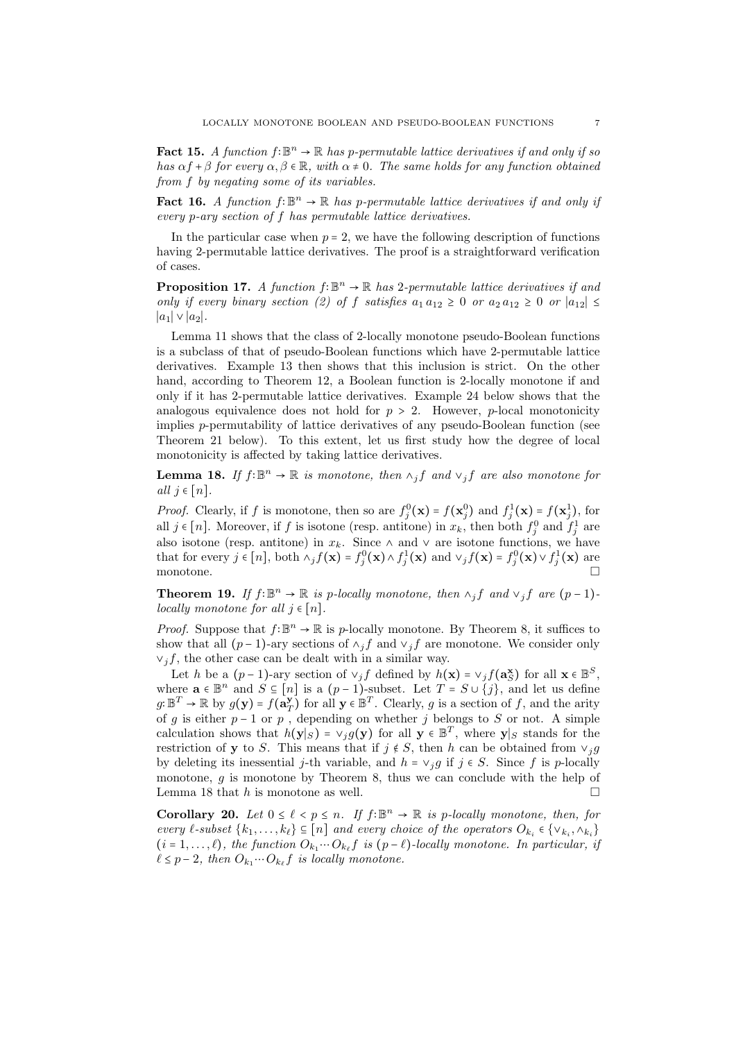**Fact 15.** *A function $f : \mathbb{B}^n \to \mathbb{R}$ has $p$-permutable lattice derivatives if and only if so has $\alpha f + \beta$ for every $\alpha, \beta \in \mathbb{R}$, with $\alpha \neq 0$. The same holds for any function obtained from $f$ by negating some of its variables.*

**Fact 16.** *A function $f : \mathbb{B}^n \to \mathbb{R}$ has $p$-permutable lattice derivatives if and only if every $p$-ary section of $f$ has permutable lattice derivatives.*

In the particular case when $p = 2$, we have the following description of functions having 2-permutable lattice derivatives. The proof is a straightforward verification of cases.

**Proposition 17.** *A function $f : \mathbb{B}^n \to \mathbb{R}$ has 2-permutable lattice derivatives if and only if every binary section (2) of $f$ satisfies $a_1 a_{12} \geq 0$ or $a_2 a_{12} \geq 0$ or $|a_{12}| \leq |a_1| \vee |a_2|$.*

Lemma 11 shows that the class of 2-locally monotone pseudo-Boolean functions is a subclass of that of pseudo-Boolean functions which have 2-permutable lattice derivatives. Example 13 then shows that this inclusion is strict. On the other hand, according to Theorem 12, a Boolean function is 2-locally monotone if and only if it has 2-permutable lattice derivatives. Example 24 below shows that the analogous equivalence does not hold for $p > 2$. However, $p$-local monotonicity implies $p$-permutability of lattice derivatives of any pseudo-Boolean function (see Theorem 21 below). To this extent, let us first study how the degree of local monotonicity is affected by taking lattice derivatives.

**Lemma 18.** *If $f : \mathbb{B}^n \to \mathbb{R}$ is monotone, then $\wedge_j f$ and $\vee_j f$ are also monotone for all $j \in [n]$.*

*Proof.* Clearly, if $f$ is monotone, then so are $f_j^0(\mathbf{x}) = f(\mathbf{x}_j^0)$ and $f_j^1(\mathbf{x}) = f(\mathbf{x}_j^1)$, for all $j \in [n]$. Moreover, if $f$ is isotone (resp. antitone) in $x_k$, then both $f_j^0$ and $f_j^1$ are also isotone (resp. antitone) in $x_k$. Since $\wedge$ and $\vee$ are isotone functions, we have that for every $j \in [n]$, both $\wedge_j f(\mathbf{x}) = f_j^0(\mathbf{x}) \wedge f_j^1(\mathbf{x})$ and $\vee_j f(\mathbf{x}) = f_j^0(\mathbf{x}) \vee f_j^1(\mathbf{x})$ are monotone. □

**Theorem 19.** *If $f : \mathbb{B}^n \to \mathbb{R}$ is $p$-locally monotone, then $\wedge_j f$ and $\vee_j f$ are $(p-1)$-locally monotone for all $j \in [n]$.*

*Proof.* Suppose that $f : \mathbb{B}^n \to \mathbb{R}$ is $p$-locally monotone. By Theorem 8, it suffices to show that all $(p-1)$-ary sections of $\wedge_j f$ and $\vee_j f$ are monotone. We consider only $\vee_j f$, the other case can be dealt with in a similar way.

Let $h$ be a $(p-1)$-ary section of $\vee_j f$ defined by $h(\mathbf{x}) = \vee_j f(\mathbf{a}_S^{\mathbf{x}})$ for all $\mathbf{x} \in \mathbb{B}^S$, where $\mathbf{a} \in \mathbb{B}^n$ and $S \subseteq [n]$ is a $(p-1)$-subset. Let $T = S \cup \{j\}$, and let us define $g : \mathbb{B}^T \to \mathbb{R}$ by $g(\mathbf{y}) = f(\mathbf{a}_T^{\mathbf{y}})$ for all $\mathbf{y} \in \mathbb{B}^T$. Clearly, $g$ is a section of $f$, and the arity of $g$ is either $p-1$ or $p$ , depending on whether $j$ belongs to $S$ or not. A simple calculation shows that $h(\mathbf{y}|_S) = \vee_j g(\mathbf{y})$ for all $\mathbf{y} \in \mathbb{B}^T$, where $\mathbf{y}|_S$ stands for the restriction of $\mathbf{y}$ to $S$. This means that if $j \notin S$, then $h$ can be obtained from $\vee_j g$ by deleting its inessential $j$-th variable, and $h = \vee_j g$ if $j \in S$. Since $f$ is $p$-locally monotone, $g$ is monotone by Theorem 8, thus we can conclude with the help of Lemma 18 that $h$ is monotone as well. □

**Corollary 20.** *Let $0 \leq \ell < p \leq n$. If $f : \mathbb{B}^n \to \mathbb{R}$ is $p$-locally monotone, then, for every $\ell$-subset $\{k_1, \ldots, k_\ell\} \subseteq [n]$ and every choice of the operators $O_{k_i} \in \{\vee_{k_i}, \wedge_{k_i}\}$ $(i = 1, \ldots, \ell)$, the function $O_{k_1} \cdots O_{k_\ell} f$ is $(p - \ell)$-locally monotone. In particular, if $\ell \leq p-2$, then $O_{k_1} \cdots O_{k_\ell} f$ is locally monotone.*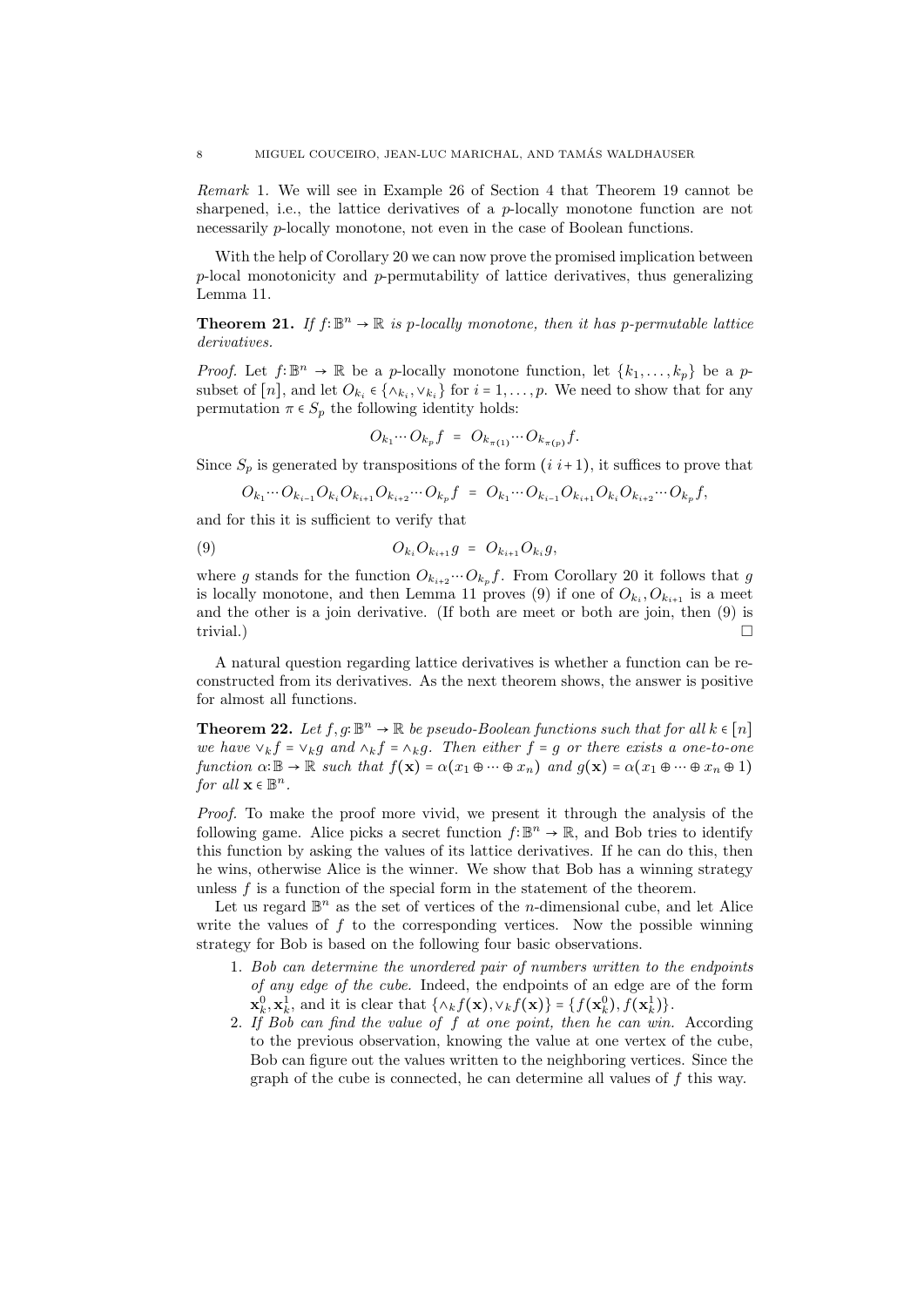*Remark* 1. We will see in Example 26 of Section 4 that Theorem 19 cannot be sharpened, i.e., the lattice derivatives of a $p$-locally monotone function are not necessarily $p$-locally monotone, not even in the case of Boolean functions.

With the help of Corollary 20 we can now prove the promised implication between $p$-local monotonicity and $p$-permutability of lattice derivatives, thus generalizing Lemma 11.

**Theorem 21.** *If $f\colon \mathbb{B}^n \to \mathbb{R}$ is $p$-locally monotone, then it has $p$-permutable lattice derivatives.*

*Proof.* Let $f\colon \mathbb{B}^n \to \mathbb{R}$ be a $p$-locally monotone function, let $\{k_1, \ldots, k_p\}$ be a $p$-subset of $[n]$, and let $O_{k_i} \in \{\wedge_{k_i}, \vee_{k_i}\}$ for $i = 1, \ldots, p$. We need to show that for any permutation $\pi \in S_p$ the following identity holds:

$$O_{k_1} \cdots O_{k_p} f \;=\; O_{k_{\pi(1)}} \cdots O_{k_{\pi(p)}} f.$$

Since $S_p$ is generated by transpositions of the form $(i\; i+1)$, it suffices to prove that

$$O_{k_1} \cdots O_{k_{i-1}} O_{k_i} O_{k_{i+1}} O_{k_{i+2}} \cdots O_{k_p} f \;=\; O_{k_1} \cdots O_{k_{i-1}} O_{k_{i+1}} O_{k_i} O_{k_{i+2}} \cdots O_{k_p} f,$$

and for this it is sufficient to verify that

$$O_{k_i} O_{k_{i+1}} g \;=\; O_{k_{i+1}} O_{k_i} g, \tag{9}$$

where $g$ stands for the function $O_{k_{i+2}} \cdots O_{k_p} f$. From Corollary 20 it follows that $g$ is locally monotone, and then Lemma 11 proves (9) if one of $O_{k_i}, O_{k_{i+1}}$ is a meet and the other is a join derivative. (If both are meet or both are join, then (9) is trivial.) □

A natural question regarding lattice derivatives is whether a function can be reconstructed from its derivatives. As the next theorem shows, the answer is positive for almost all functions.

**Theorem 22.** *Let $f, g\colon \mathbb{B}^n \to \mathbb{R}$ be pseudo-Boolean functions such that for all $k \in [n]$ we have $\vee_k f = \vee_k g$ and $\wedge_k f = \wedge_k g$. Then either $f = g$ or there exists a one-to-one function $\alpha\colon \mathbb{B} \to \mathbb{R}$ such that $f(\mathbf{x}) = \alpha(x_1 \oplus \cdots \oplus x_n)$ and $g(\mathbf{x}) = \alpha(x_1 \oplus \cdots \oplus x_n \oplus 1)$ for all $\mathbf{x} \in \mathbb{B}^n$.*

*Proof.* To make the proof more vivid, we present it through the analysis of the following game. Alice picks a secret function $f\colon \mathbb{B}^n \to \mathbb{R}$, and Bob tries to identify this function by asking the values of its lattice derivatives. If he can do this, then he wins, otherwise Alice is the winner. We show that Bob has a winning strategy unless $f$ is a function of the special form in the statement of the theorem.

Let us regard $\mathbb{B}^n$ as the set of vertices of the $n$-dimensional cube, and let Alice write the values of $f$ to the corresponding vertices. Now the possible winning strategy for Bob is based on the following four basic observations.

1. *Bob can determine the unordered pair of numbers written to the endpoints of any edge of the cube.* Indeed, the endpoints of an edge are of the form $\mathbf{x}_k^0, \mathbf{x}_k^1$, and it is clear that $\{\wedge_k f(\mathbf{x}), \vee_k f(\mathbf{x})\} = \{f(\mathbf{x}_k^0), f(\mathbf{x}_k^1)\}$.
2. *If Bob can find the value of $f$ at one point, then he can win.* According to the previous observation, knowing the value at one vertex of the cube, Bob can figure out the values written to the neighboring vertices. Since the graph of the cube is connected, he can determine all values of $f$ this way.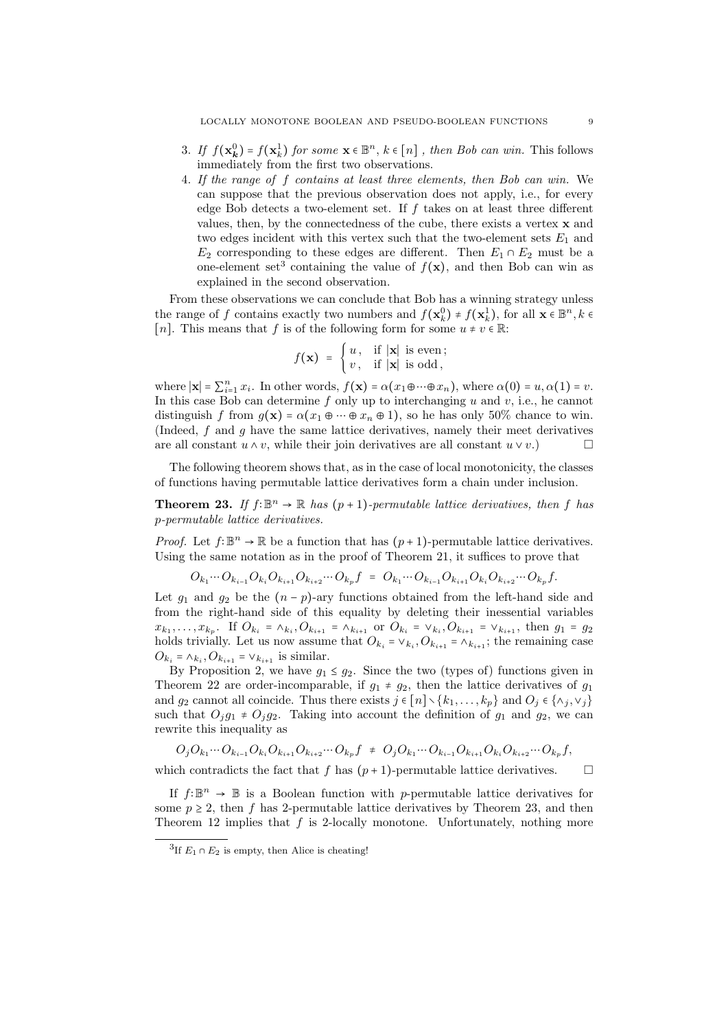3. *If $f(\mathbf{x}^0_{\boldsymbol{k}}) = f(\mathbf{x}^1_k)$ for some $\mathbf{x} \in \mathbb{B}^n$, $k \in [n]$ , then Bob can win.* This follows immediately from the first two observations.
4. *If the range of $f$ contains at least three elements, then Bob can win.* We can suppose that the previous observation does not apply, i.e., for every edge Bob detects a two-element set. If $f$ takes on at least three different values, then, by the connectedness of the cube, there exists a vertex $\mathbf{x}$ and two edges incident with this vertex such that the two-element sets $E_1$ and $E_2$ corresponding to these edges are different. Then $E_1 \cap E_2$ must be a one-element set[3] containing the value of $f(\mathbf{x})$, and then Bob can win as explained in the second observation.

From these observations we can conclude that Bob has a winning strategy unless the range of $f$ contains exactly two numbers and $f(\mathbf{x}^0_k) \neq f(\mathbf{x}^1_k)$, for all $\mathbf{x} \in \mathbb{B}^n, k \in [n]$. This means that $f$ is of the following form for some $u \neq v \in \mathbb{R}$:

$$f(\mathbf{x}) = \begin{cases} u, & \text{if } |\mathbf{x}| \text{ is even}; \\ v, & \text{if } |\mathbf{x}| \text{ is odd}, \end{cases}$$

where $|\mathbf{x}| = \sum_{i=1}^n x_i$. In other words, $f(\mathbf{x}) = \alpha(x_1 \oplus \dots \oplus x_n)$, where $\alpha(0) = u, \alpha(1) = v$. In this case Bob can determine $f$ only up to interchanging $u$ and $v$, i.e., he cannot distinguish $f$ from $g(\mathbf{x}) = \alpha(x_1 \oplus \dots \oplus x_n \oplus 1)$, so he has only 50% chance to win. (Indeed, $f$ and $g$ have the same lattice derivatives, namely their meet derivatives are all constant $u \wedge v$, while their join derivatives are all constant $u \vee v$.) $\square$

The following theorem shows that, as in the case of local monotonicity, the classes of functions having permutable lattice derivatives form a chain under inclusion.

**Theorem 23.** *If $f: \mathbb{B}^n \to \mathbb{R}$ has $(p+1)$-permutable lattice derivatives, then $f$ has $p$-permutable lattice derivatives.*

*Proof.* Let $f: \mathbb{B}^n \to \mathbb{R}$ be a function that has $(p+1)$-permutable lattice derivatives. Using the same notation as in the proof of Theorem 21, it suffices to prove that

$$O_{k_1} \cdots O_{k_{i-1}} O_{k_i} O_{k_{i+1}} O_{k_{i+2}} \cdots O_{k_p} f = O_{k_1} \cdots O_{k_{i-1}} O_{k_{i+1}} O_{k_i} O_{k_{i+2}} \cdots O_{k_p} f.$$

Let $g_1$ and $g_2$ be the $(n-p)$-ary functions obtained from the left-hand side and from the right-hand side of this equality by deleting their inessential variables $x_{k_1}, \dots, x_{k_p}$. If $O_{k_i} = \wedge_{k_i}, O_{k_{i+1}} = \wedge_{k_{i+1}}$ or $O_{k_i} = \vee_{k_i}, O_{k_{i+1}} = \vee_{k_{i+1}}$, then $g_1 = g_2$ holds trivially. Let us now assume that $O_{k_i} = \vee_{k_i}, O_{k_{i+1}} = \wedge_{k_{i+1}}$; the remaining case $O_{k_i} = \wedge_{k_i}, O_{k_{i+1}} = \vee_{k_{i+1}}$ is similar.

By Proposition 2, we have $g_1 \leq g_2$. Since the two (types of) functions given in Theorem 22 are order-incomparable, if $g_1 \neq g_2$, then the lattice derivatives of $g_1$ and $g_2$ cannot all coincide. Thus there exists $j \in [n] \smallsetminus \{k_1, \dots, k_p\}$ and $O_j \in \{\wedge_j, \vee_j\}$ such that $O_j g_1 \neq O_j g_2$. Taking into account the definition of $g_1$ and $g_2$, we can rewrite this inequality as

$$O_j O_{k_1} \cdots O_{k_{i-1}} O_{k_i} O_{k_{i+1}} O_{k_{i+2}} \cdots O_{k_p} f \neq O_j O_{k_1} \cdots O_{k_{i-1}} O_{k_{i+1}} O_{k_i} O_{k_{i+2}} \cdots O_{k_p} f,$$

which contradicts the fact that $f$ has $(p+1)$-permutable lattice derivatives. $\square$

If $f: \mathbb{B}^n \to \mathbb{B}$ is a Boolean function with $p$-permutable lattice derivatives for some $p \geq 2$, then $f$ has 2-permutable lattice derivatives by Theorem 23, and then Theorem 12 implies that $f$ is 2-locally monotone. Unfortunately, nothing more

[3] If $E_1 \cap E_2$ is empty, then Alice is cheating!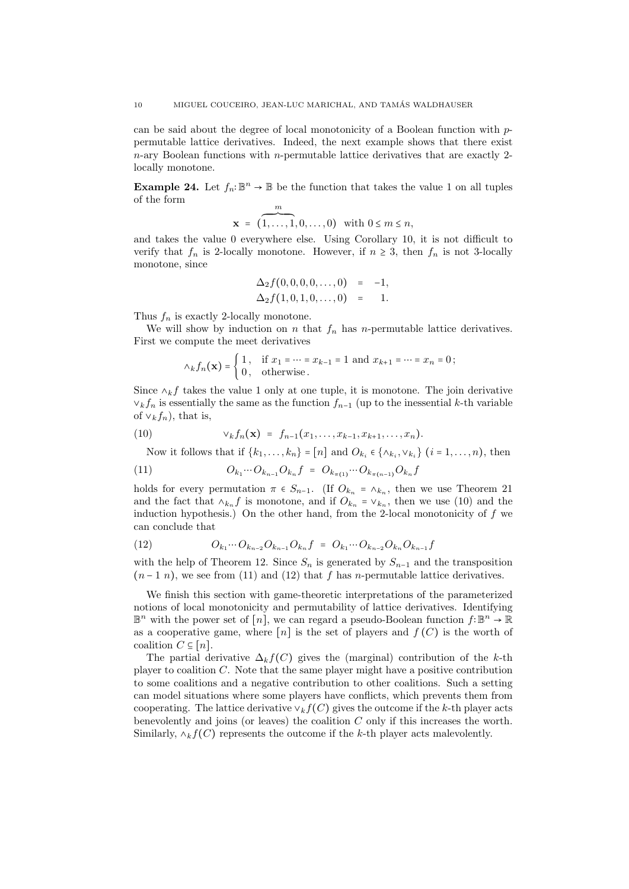can be said about the degree of local monotonicity of a Boolean function with $p$-permutable lattice derivatives. Indeed, the next example shows that there exist $n$-ary Boolean functions with $n$-permutable lattice derivatives that are exactly 2-locally monotone.

**Example 24.** Let $f_n: \mathbb{B}^n \to \mathbb{B}$ be the function that takes the value 1 on all tuples of the form

$$\mathbf{x} = (\overbrace{1,\ldots,1}^{m},0,\ldots,0) \quad \text{with } 0 \le m \le n,$$

and takes the value 0 everywhere else. Using Corollary 10, it is not difficult to verify that $f_n$ is 2-locally monotone. However, if $n \ge 3$, then $f_n$ is not 3-locally monotone, since

$$\begin{aligned} \Delta_2 f(0,0,0,0,\ldots,0) &= -1, \\ \Delta_2 f(1,0,1,0,\ldots,0) &= 1. \end{aligned}$$

Thus $f_n$ is exactly 2-locally monotone.

We will show by induction on $n$ that $f_n$ has $n$-permutable lattice derivatives. First we compute the meet derivatives

$$\wedge_k f_n(\mathbf{x}) = \begin{cases} 1, & \text{if } x_1 = \cdots = x_{k-1} = 1 \text{ and } x_{k+1} = \cdots = x_n = 0\,; \\ 0, & \text{otherwise}. \end{cases}$$

Since $\wedge_k f$ takes the value 1 only at one tuple, it is monotone. The join derivative $\vee_k f_n$ is essentially the same as the function $f_{n-1}$ (up to the inessential $k$-th variable of $\vee_k f_n$), that is,

$$\vee_k f_n(\mathbf{x}) = f_{n-1}(x_1,\ldots,x_{k-1},x_{k+1},\ldots,x_n). \tag{10}$$

Now it follows that if $\{k_1,\ldots,k_n\} = [n]$ and $O_{k_i} \in \{\wedge_{k_i}, \vee_{k_i}\}$ $(i = 1,\ldots,n)$, then

$$O_{k_1}\cdots O_{k_{n-1}} O_{k_n} f = O_{k_{\pi(1)}}\cdots O_{k_{\pi(n-1)}} O_{k_n} f \tag{11}$$

holds for every permutation $\pi \in S_{n-1}$. (If $O_{k_n} = \wedge_{k_n}$, then we use Theorem 21 and the fact that $\wedge_{k_n} f$ is monotone, and if $O_{k_n} = \vee_{k_n}$, then we use (10) and the induction hypothesis.) On the other hand, from the 2-local monotonicity of $f$ we can conclude that

$$O_{k_1}\cdots O_{k_{n-2}} O_{k_{n-1}} O_{k_n} f = O_{k_1}\cdots O_{k_{n-2}} O_{k_n} O_{k_{n-1}} f \tag{12}$$

with the help of Theorem 12. Since $S_n$ is generated by $S_{n-1}$ and the transposition $(n-1\ n)$, we see from (11) and (12) that $f$ has $n$-permutable lattice derivatives.

We finish this section with game-theoretic interpretations of the parameterized notions of local monotonicity and permutability of lattice derivatives. Identifying $\mathbb{B}^n$ with the power set of $[n]$, we can regard a pseudo-Boolean function $f: \mathbb{B}^n \to \mathbb{R}$ as a cooperative game, where $[n]$ is the set of players and $f(C)$ is the worth of coalition $C \subseteq [n]$.

The partial derivative $\Delta_k f(C)$ gives the (marginal) contribution of the $k$-th player to coalition $C$. Note that the same player might have a positive contribution to some coalitions and a negative contribution to other coalitions. Such a setting can model situations where some players have conflicts, which prevents them from cooperating. The lattice derivative $\vee_k f(C)$ gives the outcome if the $k$-th player acts benevolently and joins (or leaves) the coalition $C$ only if this increases the worth. Similarly, $\wedge_k f(C)$ represents the outcome if the $k$-th player acts malevolently.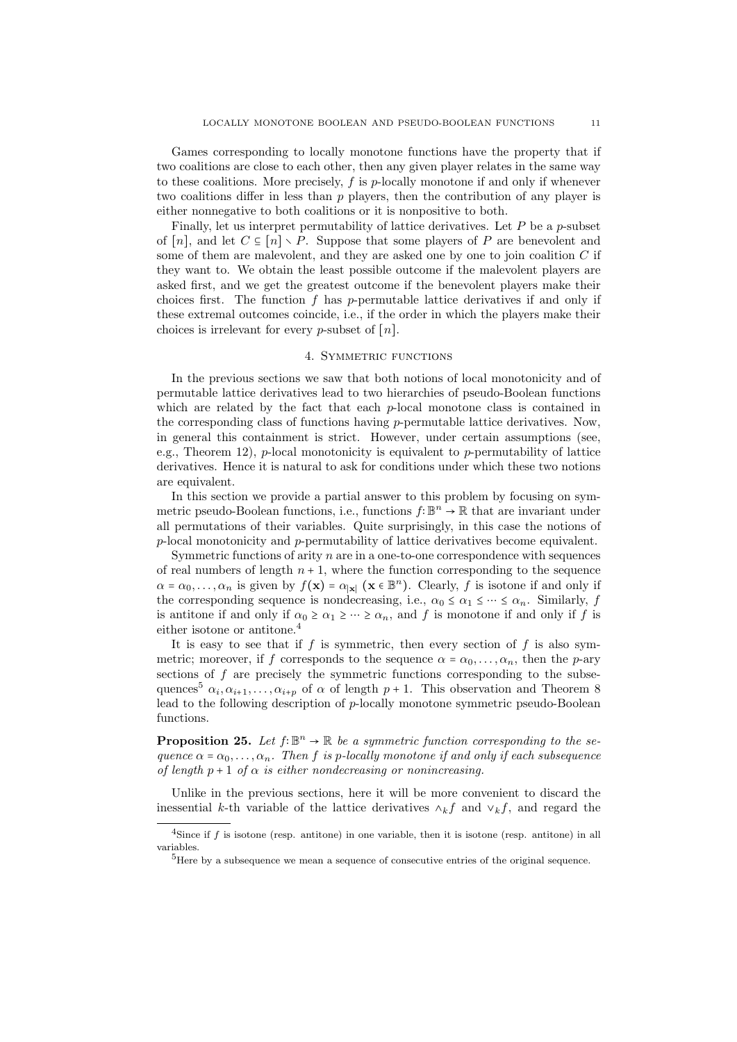Games corresponding to locally monotone functions have the property that if two coalitions are close to each other, then any given player relates in the same way to these coalitions. More precisely, $f$ is $p$-locally monotone if and only if whenever two coalitions differ in less than $p$ players, then the contribution of any player is either nonnegative to both coalitions or it is nonpositive to both.

Finally, let us interpret permutability of lattice derivatives. Let $P$ be a $p$-subset of $[n]$, and let $C \subseteq [n] \setminus P$. Suppose that some players of $P$ are benevolent and some of them are malevolent, and they are asked one by one to join coalition $C$ if they want to. We obtain the least possible outcome if the malevolent players are asked first, and we get the greatest outcome if the benevolent players make their choices first. The function $f$ has $p$-permutable lattice derivatives if and only if these extremal outcomes coincide, i.e., if the order in which the players make their choices is irrelevant for every $p$-subset of $[n]$.

## 4. Symmetric functions

In the previous sections we saw that both notions of local monotonicity and of permutable lattice derivatives lead to two hierarchies of pseudo-Boolean functions which are related by the fact that each $p$-local monotone class is contained in the corresponding class of functions having $p$-permutable lattice derivatives. Now, in general this containment is strict. However, under certain assumptions (see, e.g., Theorem 12), $p$-local monotonicity is equivalent to $p$-permutability of lattice derivatives. Hence it is natural to ask for conditions under which these two notions are equivalent.

In this section we provide a partial answer to this problem by focusing on symmetric pseudo-Boolean functions, i.e., functions $f: \mathbb{B}^n \to \mathbb{R}$ that are invariant under all permutations of their variables. Quite surprisingly, in this case the notions of $p$-local monotonicity and $p$-permutability of lattice derivatives become equivalent.

Symmetric functions of arity $n$ are in a one-to-one correspondence with sequences of real numbers of length $n+1$, where the function corresponding to the sequence $\alpha = \alpha_0, \ldots, \alpha_n$ is given by $f(\mathbf{x}) = \alpha_{|\mathbf{x}|}$ ($\mathbf{x} \in \mathbb{B}^n$). Clearly, $f$ is isotone if and only if the corresponding sequence is nondecreasing, i.e., $\alpha_0 \leq \alpha_1 \leq \cdots \leq \alpha_n$. Similarly, $f$ is antitone if and only if $\alpha_0 \geq \alpha_1 \geq \cdots \geq \alpha_n$, and $f$ is monotone if and only if $f$ is either isotone or antitone.[4]

It is easy to see that if $f$ is symmetric, then every section of $f$ is also symmetric; moreover, if $f$ corresponds to the sequence $\alpha = \alpha_0, \ldots, \alpha_n$, then the $p$-ary sections of $f$ are precisely the symmetric functions corresponding to the subsequences[5] $\alpha_i, \alpha_{i+1}, \ldots, \alpha_{i+p}$ of $\alpha$ of length $p+1$. This observation and Theorem 8 lead to the following description of $p$-locally monotone symmetric pseudo-Boolean functions.

**Proposition 25.** *Let $f: \mathbb{B}^n \to \mathbb{R}$ be a symmetric function corresponding to the sequence $\alpha = \alpha_0, \ldots, \alpha_n$. Then $f$ is $p$-locally monotone if and only if each subsequence of length $p+1$ of $\alpha$ is either nondecreasing or nonincreasing.*

Unlike in the previous sections, here it will be more convenient to discard the inessential $k$-th variable of the lattice derivatives $\wedge_k f$ and $\vee_k f$, and regard the

[4] Since if $f$ is isotone (resp. antitone) in one variable, then it is isotone (resp. antitone) in all variables.

[5] Here by a subsequence we mean a sequence of consecutive entries of the original sequence.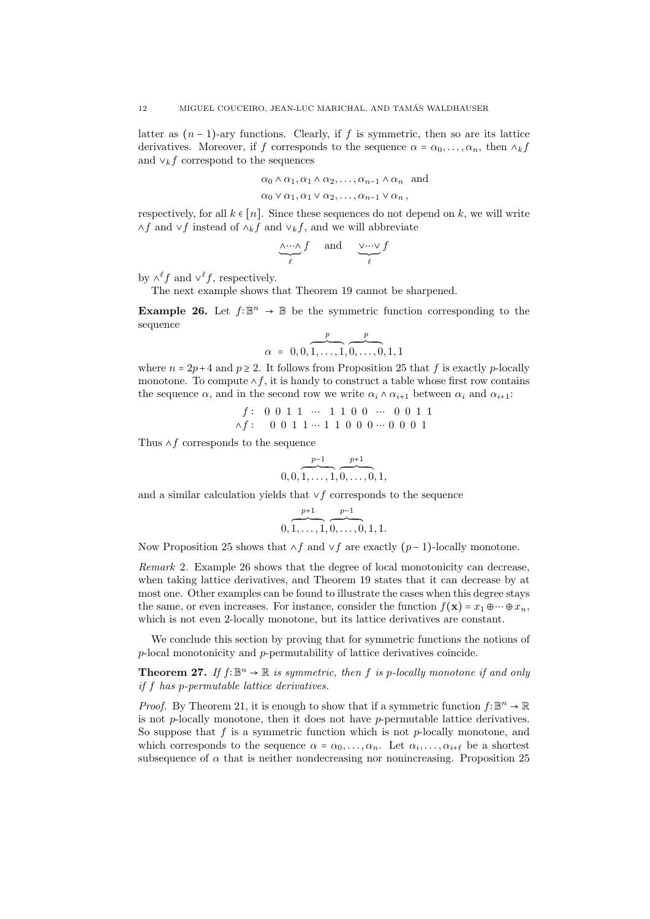latter as $(n-1)$-ary functions. Clearly, if $f$ is symmetric, then so are its lattice derivatives. Moreover, if $f$ corresponds to the sequence $\alpha = \alpha_0, \dots, \alpha_n$, then $\wedge_k f$ and $\vee_k f$ correspond to the sequences

$$\alpha_0 \wedge \alpha_1, \alpha_1 \wedge \alpha_2, \dots, \alpha_{n-1} \wedge \alpha_n \quad \text{and}$$
$$\alpha_0 \vee \alpha_1, \alpha_1 \vee \alpha_2, \dots, \alpha_{n-1} \vee \alpha_n \,,$$

respectively, for all $k \in [n]$. Since these sequences do not depend on $k$, we will write $\wedge f$ and $\vee f$ instead of $\wedge_k f$ and $\vee_k f$, and we will abbreviate

$$\underbrace{\wedge \cdots \wedge}_{\ell} f \quad \text{and} \quad \underbrace{\vee \cdots \vee}_{\ell} f$$

by $\wedge^\ell f$ and $\vee^\ell f$, respectively.

The next example shows that Theorem 19 cannot be sharpened.

**Example 26.** Let $f\colon \mathbb{B}^n \to \mathbb{B}$ be the symmetric function corresponding to the sequence

$$\alpha = 0, 0, \overbrace{1, \dots, 1}^{p}, \overbrace{0, \dots, 0}^{p}, 1, 1$$

where $n = 2p+4$ and $p \geq 2$. It follows from Proposition 25 that $f$ is exactly $p$-locally monotone. To compute $\wedge f$, it is handy to construct a table whose first row contains the sequence $\alpha$, and in the second row we write $\alpha_i \wedge \alpha_{i+1}$ between $\alpha_i$ and $\alpha_{i+1}$:

$$\begin{array}{rl} f\colon & 0\ 0\ 1\ 1\ \ \cdots\ \ 1\ 1\ 0\ 0\ \ \cdots\ \ 0\ 0\ 1\ 1 \\ \wedge f\colon & \ \ 0\ 0\ 1\ 1 \cdots 1\ 1\ 0\ 0\ 0 \cdots 0\ 0\ 0\ 1 \end{array}$$

Thus $\wedge f$ corresponds to the sequence

$$0, 0, \overbrace{1, \dots, 1}^{p-1}, \overbrace{0, \dots, 0}^{p+1}, 1,$$

and a similar calculation yields that $\vee f$ corresponds to the sequence

$$0, \overbrace{1, \dots, 1}^{p+1}, \overbrace{0, \dots, 0}^{p-1}, 1, 1.$$

Now Proposition 25 shows that $\wedge f$ and $\vee f$ are exactly $(p-1)$-locally monotone.

*Remark* 2. Example 26 shows that the degree of local monotonicity can decrease, when taking lattice derivatives, and Theorem 19 states that it can decrease by at most one. Other examples can be found to illustrate the cases when this degree stays the same, or even increases. For instance, consider the function $f(\mathbf{x}) = x_1 \oplus \cdots \oplus x_n$, which is not even 2-locally monotone, but its lattice derivatives are constant.

We conclude this section by proving that for symmetric functions the notions of $p$-local monotonicity and $p$-permutability of lattice derivatives coincide.

**Theorem 27.** *If $f\colon \mathbb{B}^n \to \mathbb{R}$ is symmetric, then $f$ is $p$-locally monotone if and only if $f$ has $p$-permutable lattice derivatives.*

*Proof.* By Theorem 21, it is enough to show that if a symmetric function $f\colon \mathbb{B}^n \to \mathbb{R}$ is not $p$-locally monotone, then it does not have $p$-permutable lattice derivatives. So suppose that $f$ is a symmetric function which is not $p$-locally monotone, and which corresponds to the sequence $\alpha = \alpha_0, \dots, \alpha_n$. Let $\alpha_i, \dots, \alpha_{i+\ell}$ be a shortest subsequence of $\alpha$ that is neither nondecreasing nor nonincreasing. Proposition 25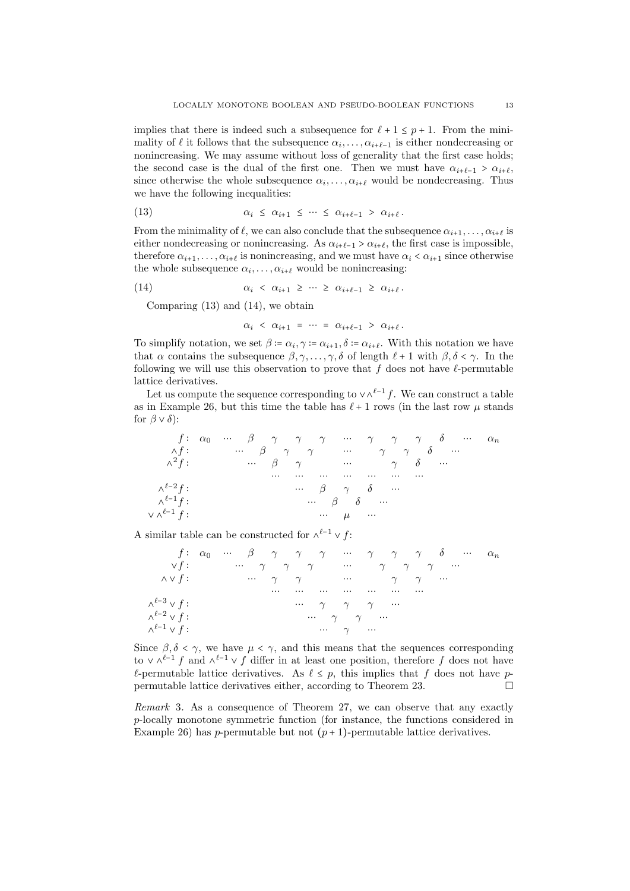implies that there is indeed such a subsequence for $\ell + 1 \leq p + 1$. From the minimality of $\ell$ it follows that the subsequence $\alpha_i, \ldots, \alpha_{i+\ell-1}$ is either nondecreasing or nonincreasing. We may assume without loss of generality that the first case holds; the second case is the dual of the first one. Then we must have $\alpha_{i+\ell-1} > \alpha_{i+\ell}$, since otherwise the whole subsequence $\alpha_i, \ldots, \alpha_{i+\ell}$ would be nondecreasing. Thus we have the following inequalities:

$$\alpha_i \leq \alpha_{i+1} \leq \cdots \leq \alpha_{i+\ell-1} > \alpha_{i+\ell}. \tag{13}$$

From the minimality of $\ell$, we can also conclude that the subsequence $\alpha_{i+1}, \ldots, \alpha_{i+\ell}$ is either nondecreasing or nonincreasing. As $\alpha_{i+\ell-1} > \alpha_{i+\ell}$, the first case is impossible, therefore $\alpha_{i+1}, \ldots, \alpha_{i+\ell}$ is nonincreasing, and we must have $\alpha_i < \alpha_{i+1}$ since otherwise the whole subsequence $\alpha_i, \ldots, \alpha_{i+\ell}$ would be nonincreasing:

$$\alpha_i < \alpha_{i+1} \geq \cdots \geq \alpha_{i+\ell-1} \geq \alpha_{i+\ell}. \tag{14}$$

Comparing (13) and (14), we obtain

$$\alpha_i < \alpha_{i+1} = \cdots = \alpha_{i+\ell-1} > \alpha_{i+\ell}.$$

To simplify notation, we set $\beta := \alpha_i, \gamma := \alpha_{i+1}, \delta := \alpha_{i+\ell}$. With this notation we have that $\alpha$ contains the subsequence $\beta, \gamma, \ldots, \gamma, \delta$ of length $\ell + 1$ with $\beta, \delta < \gamma$. In the following we will use this observation to prove that $f$ does not have $\ell$-permutable lattice derivatives.

Let us compute the sequence corresponding to $\vee \wedge^{\ell-1} f$. We can construct a table as in Example 26, but this time the table has $\ell + 1$ rows (in the last row $\mu$ stands for $\beta \vee \delta$):

$$\begin{array}{rcccccccccccccc}
f: & \alpha_0 & \cdots & \beta & \gamma & \gamma & \gamma & \cdots & \gamma & \gamma & \gamma & \delta & \cdots & \alpha_n \\
\wedge f: & & \cdots & \beta & \gamma & \gamma & & \cdots & & \gamma & \gamma & \delta & \cdots & \\
\wedge^2 f: & & & \cdots & \beta & \gamma & & \cdots & & \gamma & \delta & \cdots & & \\
& & & & \cdots & \cdots & \cdots & \cdots & \cdots & \cdots & \cdots & & & \\
\wedge^{\ell-2} f: & & & & & \cdots & \beta & \gamma & \delta & \cdots & & & & \\
\wedge^{\ell-1} f: & & & & & & \cdots & \beta & \delta & \cdots & & & & \\
\vee \wedge^{\ell-1} f: & & & & & & & \cdots & \mu & \cdots & & & &
\end{array}$$

A similar table can be constructed for $\wedge^{\ell-1} \vee f$:

$$\begin{array}{rcccccccccccccc}
f: & \alpha_0 & \cdots & \beta & \gamma & \gamma & \gamma & \cdots & \gamma & \gamma & \gamma & \delta & \cdots & \alpha_n \\
\vee f: & & \cdots & \gamma & \gamma & \gamma & & \cdots & & \gamma & \gamma & \gamma & \cdots & \\
\wedge \vee f: & & & \cdots & \gamma & \gamma & & \cdots & & \gamma & \gamma & \cdots & & \\
& & & & \cdots & \cdots & \cdots & \cdots & \cdots & \cdots & \cdots & & & \\
\wedge^{\ell-3} \vee f: & & & & & \cdots & \gamma & \gamma & \gamma & \cdots & & & & \\
\wedge^{\ell-2} \vee f: & & & & & & \cdots & \gamma & \gamma & \cdots & & & & \\
\wedge^{\ell-1} \vee f: & & & & & & & \cdots & \gamma & \cdots & & & &
\end{array}$$

Since $\beta, \delta < \gamma$, we have $\mu < \gamma$, and this means that the sequences corresponding to $\vee \wedge^{\ell-1} f$ and $\wedge^{\ell-1} \vee f$ differ in at least one position, therefore $f$ does not have $\ell$-permutable lattice derivatives. As $\ell \leq p$, this implies that $f$ does not have $p$-permutable lattice derivatives either, according to Theorem 23. $\square$

*Remark* 3. As a consequence of Theorem 27, we can observe that any exactly $p$-locally monotone symmetric function (for instance, the functions considered in Example 26) has $p$-permutable but not $(p + 1)$-permutable lattice derivatives.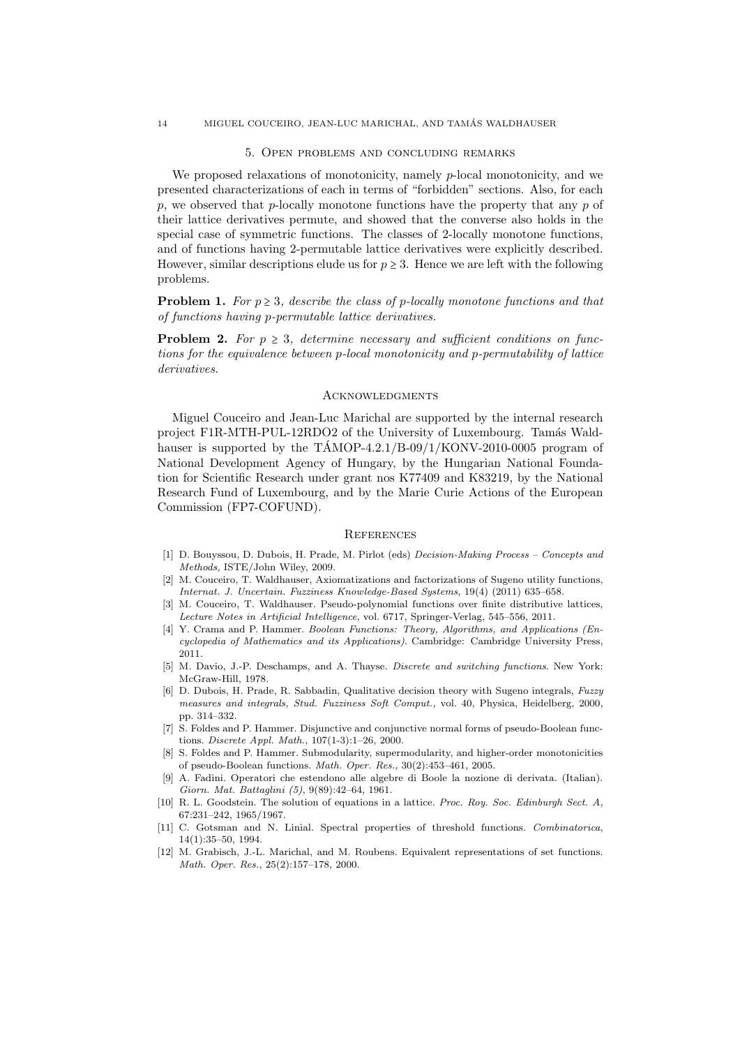## 5. Open problems and concluding remarks

We proposed relaxations of monotonicity, namely $p$-local monotonicity, and we presented characterizations of each in terms of "forbidden" sections. Also, for each $p$, we observed that $p$-locally monotone functions have the property that any $p$ of their lattice derivatives permute, and showed that the converse also holds in the special case of symmetric functions. The classes of 2-locally monotone functions, and of functions having 2-permutable lattice derivatives were explicitly described. However, similar descriptions elude us for $p \geq 3$. Hence we are left with the following problems.

**Problem 1.** *For $p \geq 3$, describe the class of $p$-locally monotone functions and that of functions having $p$-permutable lattice derivatives.*

**Problem 2.** *For $p \geq 3$, determine necessary and sufficient conditions on functions for the equivalence between $p$-local monotonicity and $p$-permutability of lattice derivatives.*

## Acknowledgments

Miguel Couceiro and Jean-Luc Marichal are supported by the internal research project F1R-MTH-PUL-12RDO2 of the University of Luxembourg. Tamás Waldhauser is supported by the TÁMOP-4.2.1/B-09/1/KONV-2010-0005 program of National Development Agency of Hungary, by the Hungarian National Foundation for Scientific Research under grant nos K77409 and K83219, by the National Research Fund of Luxembourg, and by the Marie Curie Actions of the European Commission (FP7-COFUND).

## References

[1] D. Bouyssou, D. Dubois, H. Prade, M. Pirlot (eds) *Decision-Making Process – Concepts and Methods,* ISTE/John Wiley, 2009.

[2] M. Couceiro, T. Waldhauser, Axiomatizations and factorizations of Sugeno utility functions, *Internat. J. Uncertain. Fuzziness Knowledge-Based Systems,* 19(4) (2011) 635–658.

[3] M. Couceiro, T. Waldhauser. Pseudo-polynomial functions over finite distributive lattices, *Lecture Notes in Artificial Intelligence*, vol. 6717, Springer-Verlag, 545–556, 2011.

[4] Y. Crama and P. Hammer. *Boolean Functions: Theory, Algorithms, and Applications (Encyclopedia of Mathematics and its Applications)*. Cambridge: Cambridge University Press, 2011.

[5] M. Davio, J.-P. Deschamps, and A. Thayse. *Discrete and switching functions*. New York: McGraw-Hill, 1978.

[6] D. Dubois, H. Prade, R. Sabbadin, Qualitative decision theory with Sugeno integrals, *Fuzzy measures and integrals, Stud. Fuzziness Soft Comput.,* vol. 40, Physica, Heidelberg, 2000, pp. 314–332.

[7] S. Foldes and P. Hammer. Disjunctive and conjunctive normal forms of pseudo-Boolean functions. *Discrete Appl. Math.*, 107(1-3):1–26, 2000.

[8] S. Foldes and P. Hammer. Submodularity, supermodularity, and higher-order monotonicities of pseudo-Boolean functions. *Math. Oper. Res.*, 30(2):453–461, 2005.

[9] A. Fadini. Operatori che estendono alle algebre di Boole la nozione di derivata. (Italian). *Giorn. Mat. Battaglini (5)*, 9(89):42–64, 1961.

[10] R. L. Goodstein. The solution of equations in a lattice. *Proc. Roy. Soc. Edinburgh Sect. A*, 67:231–242, 1965/1967.

[11] C. Gotsman and N. Linial. Spectral properties of threshold functions. *Combinatorica*, 14(1):35–50, 1994.

[12] M. Grabisch, J.-L. Marichal, and M. Roubens. Equivalent representations of set functions. *Math. Oper. Res.*, 25(2):157–178, 2000.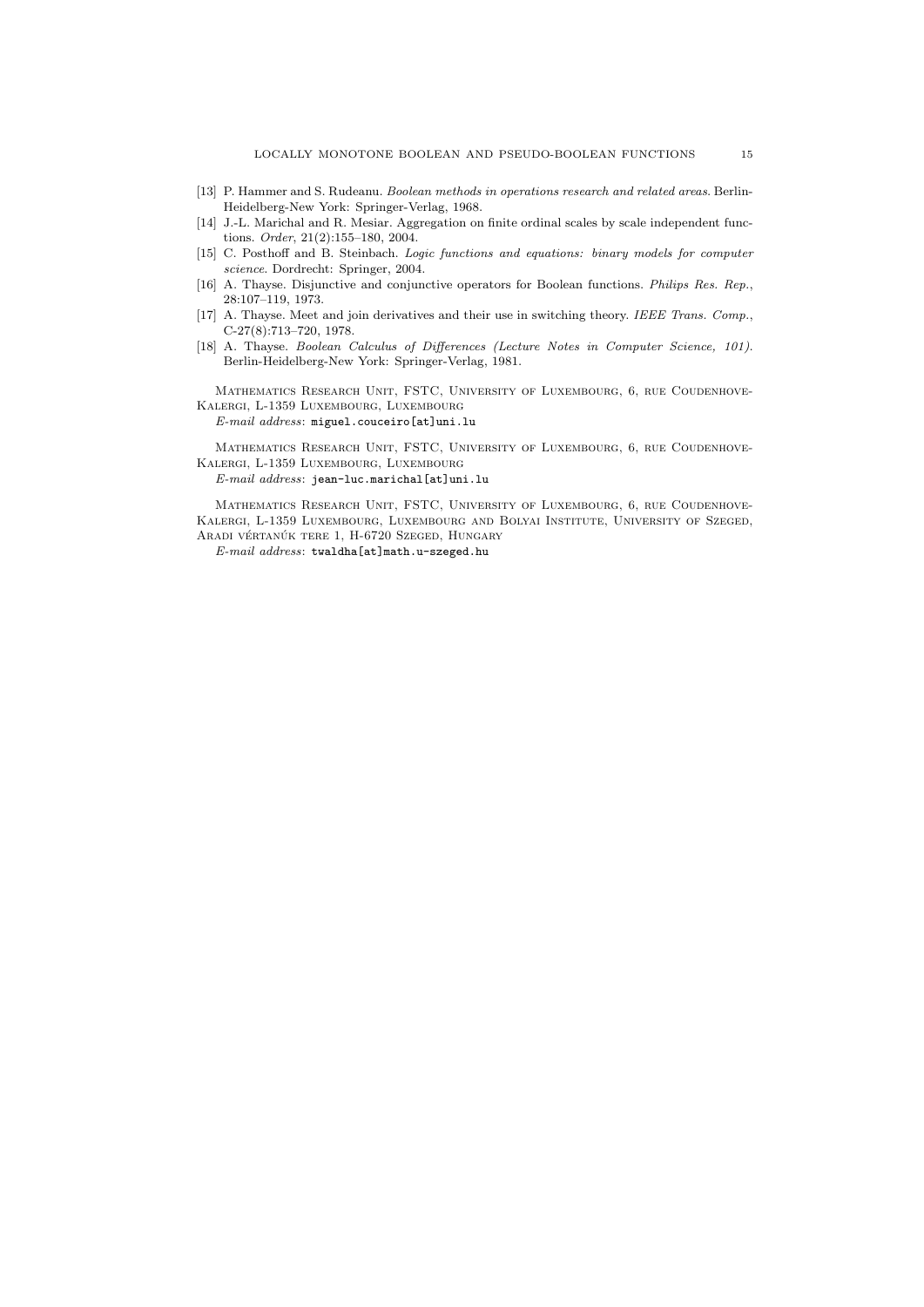[13] P. Hammer and S. Rudeanu. *Boolean methods in operations research and related areas.* Berlin-Heidelberg-New York: Springer-Verlag, 1968.

[14] J.-L. Marichal and R. Mesiar. Aggregation on finite ordinal scales by scale independent functions. *Order*, 21(2):155–180, 2004.

[15] C. Posthoff and B. Steinbach. *Logic functions and equations: binary models for computer science.* Dordrecht: Springer, 2004.

[16] A. Thayse. Disjunctive and conjunctive operators for Boolean functions. *Philips Res. Rep.*, 28:107–119, 1973.

[17] A. Thayse. Meet and join derivatives and their use in switching theory. *IEEE Trans. Comp.*, C-27(8):713–720, 1978.

[18] A. Thayse. *Boolean Calculus of Differences (Lecture Notes in Computer Science, 101).* Berlin-Heidelberg-New York: Springer-Verlag, 1981.

Mathematics Research Unit, FSTC, University of Luxembourg, 6, rue Coudenhove-Kalergi, L-1359 Luxembourg, Luxembourg

*E-mail address*: `miguel.couceiro[at]uni.lu`

Mathematics Research Unit, FSTC, University of Luxembourg, 6, rue Coudenhove-Kalergi, L-1359 Luxembourg, Luxembourg

*E-mail address*: `jean-luc.marichal[at]uni.lu`

Mathematics Research Unit, FSTC, University of Luxembourg, 6, rue Coudenhove-Kalergi, L-1359 Luxembourg, Luxembourg and Bolyai Institute, University of Szeged, Aradi vértanúk tere 1, H-6720 Szeged, Hungary

*E-mail address*: `twaldha[at]math.u-szeged.hu`